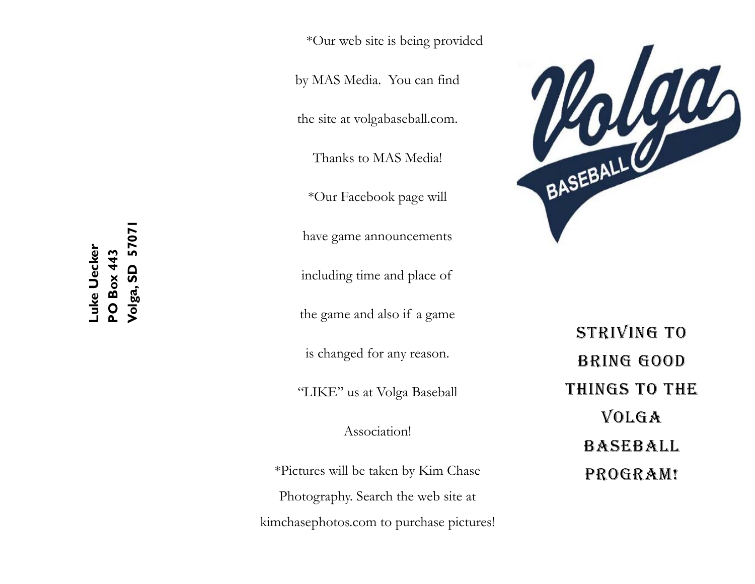Luke Uecker
PO Box 443
Volga, SD 57071

*Our web site is being provided by MAS Media. You can find the site at volgabaseball.com. Thanks to MAS Media!

*Our Facebook page will have game announcements including time and place of the game and also if a game is changed for any reason. “LIKE” us at Volga Baseball Association!

*Pictures will be taken by Kim Chase Photography. Search the web site at kimchasephotos.com to purchase pictures!

Volga BASEBALL

STRIVING TO BRING GOOD THINGS TO THE VOLGA BASEBALL PROGRAM!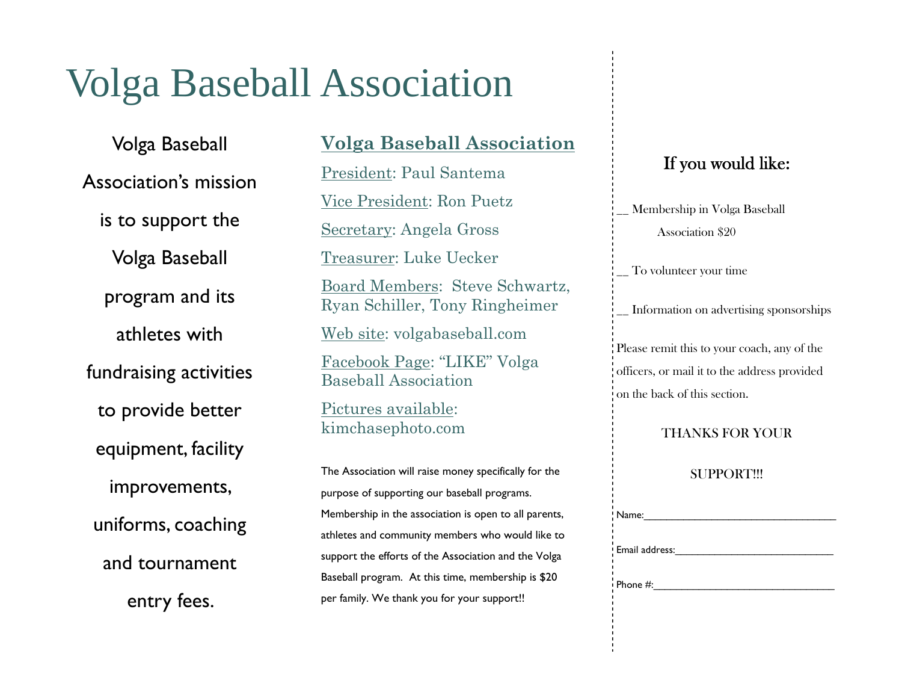# Volga Baseball Association

Volga Baseball Association's mission is to support the Volga Baseball program and its athletes with fundraising activities to provide better equipment, facility improvements, uniforms, coaching and tournament entry fees.

## Volga Baseball Association

President: Paul Santema

Vice President: Ron Puetz

Secretary: Angela Gross

Treasurer: Luke Uecker

Board Members: Steve Schwartz, Ryan Schiller, Tony Ringheimer

Web site: volgabaseball.com

Facebook Page: "LIKE" Volga Baseball Association

Pictures available: kimchasephoto.com

The Association will raise money specifically for the purpose of supporting our baseball programs. Membership in the association is open to all parents, athletes and community members who would like to support the efforts of the Association and the Volga Baseball program. At this time, membership is $20 per family. We thank you for your support!!

## If you would like:

__ Membership in Volga Baseball Association $20

__ To volunteer your time

__ Information on advertising sponsorships

Please remit this to your coach, any of the officers, or mail it to the address provided on the back of this section.

THANKS FOR YOUR SUPPORT!!!

Name:___________________________________

Email address:_____________________________

Phone #:_________________________________